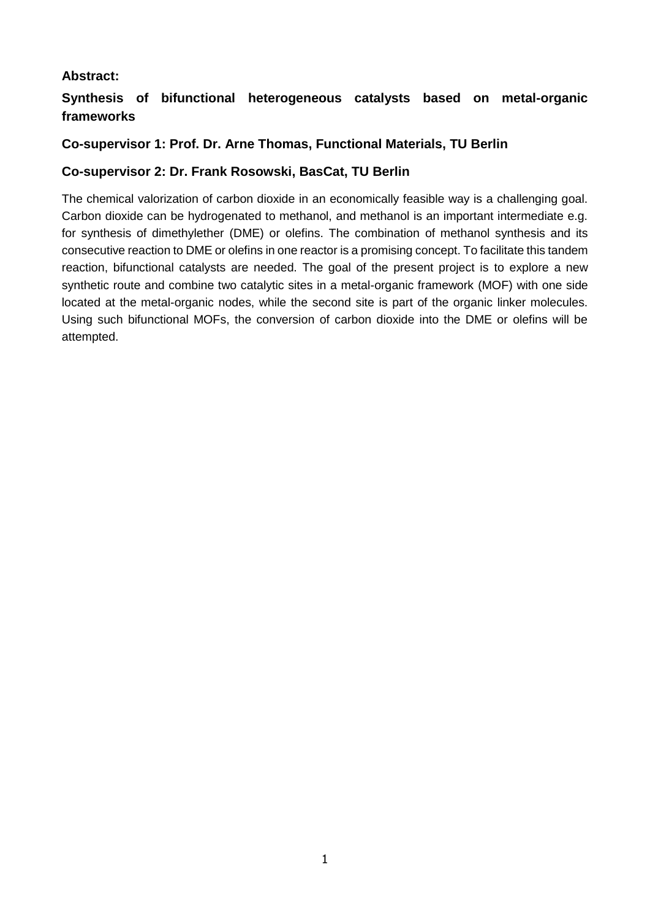**Abstract:**

**Synthesis of bifunctional heterogeneous catalysts based on metal-organic frameworks**

**Co-supervisor 1: Prof. Dr. Arne Thomas, Functional Materials, TU Berlin**

**Co-supervisor 2: Dr. Frank Rosowski, BasCat, TU Berlin**

The chemical valorization of carbon dioxide in an economically feasible way is a challenging goal. Carbon dioxide can be hydrogenated to methanol, and methanol is an important intermediate e.g. for synthesis of dimethylether (DME) or olefins. The combination of methanol synthesis and its consecutive reaction to DME or olefins in one reactor is a promising concept. To facilitate this tandem reaction, bifunctional catalysts are needed. The goal of the present project is to explore a new synthetic route and combine two catalytic sites in a metal-organic framework (MOF) with one side located at the metal-organic nodes, while the second site is part of the organic linker molecules. Using such bifunctional MOFs, the conversion of carbon dioxide into the DME or olefins will be attempted.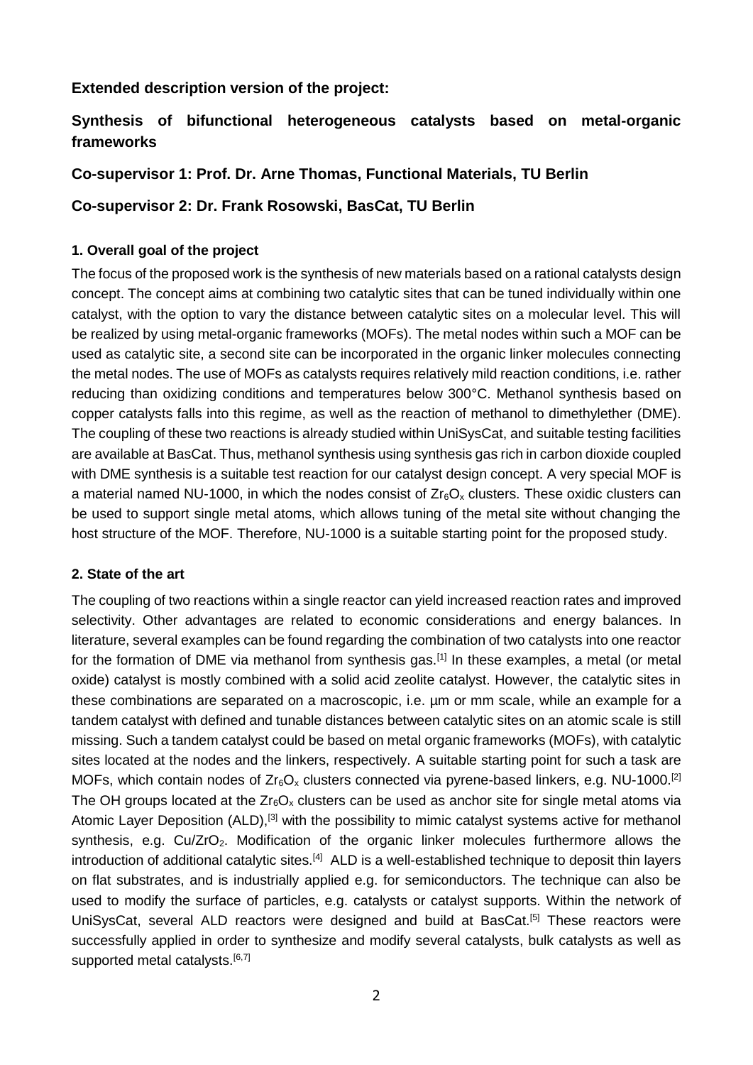**Extended description version of the project:**

**Synthesis of bifunctional heterogeneous catalysts based on metal-organic frameworks**

**Co-supervisor 1: Prof. Dr. Arne Thomas, Functional Materials, TU Berlin**

**Co-supervisor 2: Dr. Frank Rosowski, BasCat, TU Berlin**

### 1. Overall goal of the project

The focus of the proposed work is the synthesis of new materials based on a rational catalysts design concept. The concept aims at combining two catalytic sites that can be tuned individually within one catalyst, with the option to vary the distance between catalytic sites on a molecular level. This will be realized by using metal-organic frameworks (MOFs). The metal nodes within such a MOF can be used as catalytic site, a second site can be incorporated in the organic linker molecules connecting the metal nodes. The use of MOFs as catalysts requires relatively mild reaction conditions, i.e. rather reducing than oxidizing conditions and temperatures below 300°C. Methanol synthesis based on copper catalysts falls into this regime, as well as the reaction of methanol to dimethylether (DME). The coupling of these two reactions is already studied within UniSysCat, and suitable testing facilities are available at BasCat. Thus, methanol synthesis using synthesis gas rich in carbon dioxide coupled with DME synthesis is a suitable test reaction for our catalyst design concept. A very special MOF is a material named NU-1000, in which the nodes consist of $Zr_6O_x$ clusters. These oxidic clusters can be used to support single metal atoms, which allows tuning of the metal site without changing the host structure of the MOF. Therefore, NU-1000 is a suitable starting point for the proposed study.

### 2. State of the art

The coupling of two reactions within a single reactor can yield increased reaction rates and improved selectivity. Other advantages are related to economic considerations and energy balances. In literature, several examples can be found regarding the combination of two catalysts into one reactor for the formation of DME via methanol from synthesis gas.[1] In these examples, a metal (or metal oxide) catalyst is mostly combined with a solid acid zeolite catalyst. However, the catalytic sites in these combinations are separated on a macroscopic, i.e. µm or mm scale, while an example for a tandem catalyst with defined and tunable distances between catalytic sites on an atomic scale is still missing. Such a tandem catalyst could be based on metal organic frameworks (MOFs), with catalytic sites located at the nodes and the linkers, respectively. A suitable starting point for such a task are MOFs, which contain nodes of $Zr_6O_x$ clusters connected via pyrene-based linkers, e.g. NU-1000.[2] The OH groups located at the $Zr_6O_x$ clusters can be used as anchor site for single metal atoms via Atomic Layer Deposition (ALD),[3] with the possibility to mimic catalyst systems active for methanol synthesis, e.g. $Cu/ZrO_2$. Modification of the organic linker molecules furthermore allows the introduction of additional catalytic sites.[4] ALD is a well-established technique to deposit thin layers on flat substrates, and is industrially applied e.g. for semiconductors. The technique can also be used to modify the surface of particles, e.g. catalysts or catalyst supports. Within the network of UniSysCat, several ALD reactors were designed and build at BasCat.[5] These reactors were successfully applied in order to synthesize and modify several catalysts, bulk catalysts as well as supported metal catalysts.[6,7]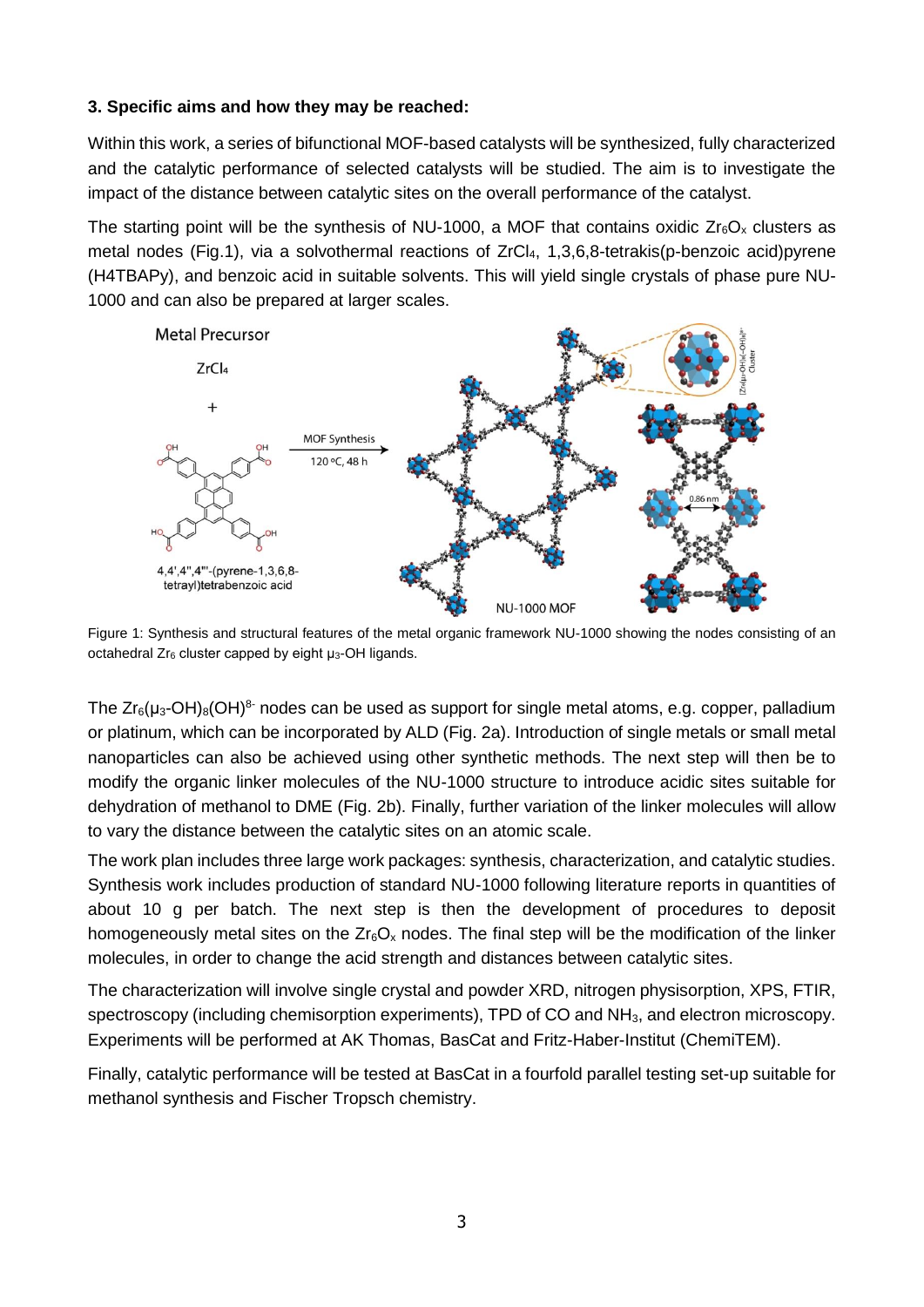### 3. Specific aims and how they may be reached:

Within this work, a series of bifunctional MOF-based catalysts will be synthesized, fully characterized and the catalytic performance of selected catalysts will be studied. The aim is to investigate the impact of the distance between catalytic sites on the overall performance of the catalyst.

The starting point will be the synthesis of NU-1000, a MOF that contains oxidic $Zr_6O_x$ clusters as metal nodes (Fig.1), via a solvothermal reactions of $ZrCl_4$, 1,3,6,8-tetrakis(p-benzoic acid)pyrene (H4TBAPy), and benzoic acid in suitable solvents. This will yield single crystals of phase pure NU-1000 and can also be prepared at larger scales.

Figure 1: Synthesis and structural features of the metal organic framework NU-1000 showing the nodes consisting of an octahedral $Zr_6$ cluster capped by eight $\mu_3$-OH ligands.

The $Zr_6(\mu_3\text{-}OH)_8(OH)^{8-}$ nodes can be used as support for single metal atoms, e.g. copper, palladium or platinum, which can be incorporated by ALD (Fig. 2a). Introduction of single metals or small metal nanoparticles can also be achieved using other synthetic methods. The next step will then be to modify the organic linker molecules of the NU-1000 structure to introduce acidic sites suitable for dehydration of methanol to DME (Fig. 2b). Finally, further variation of the linker molecules will allow to vary the distance between the catalytic sites on an atomic scale.

The work plan includes three large work packages: synthesis, characterization, and catalytic studies. Synthesis work includes production of standard NU-1000 following literature reports in quantities of about 10 g per batch. The next step is then the development of procedures to deposit homogeneously metal sites on the $Zr_6O_x$ nodes. The final step will be the modification of the linker molecules, in order to change the acid strength and distances between catalytic sites.

The characterization will involve single crystal and powder XRD, nitrogen physisorption, XPS, FTIR, spectroscopy (including chemisorption experiments), TPD of CO and $NH_3$, and electron microscopy. Experiments will be performed at AK Thomas, BasCat and Fritz-Haber-Institut (ChemiTEM).

Finally, catalytic performance will be tested at BasCat in a fourfold parallel testing set-up suitable for methanol synthesis and Fischer Tropsch chemistry.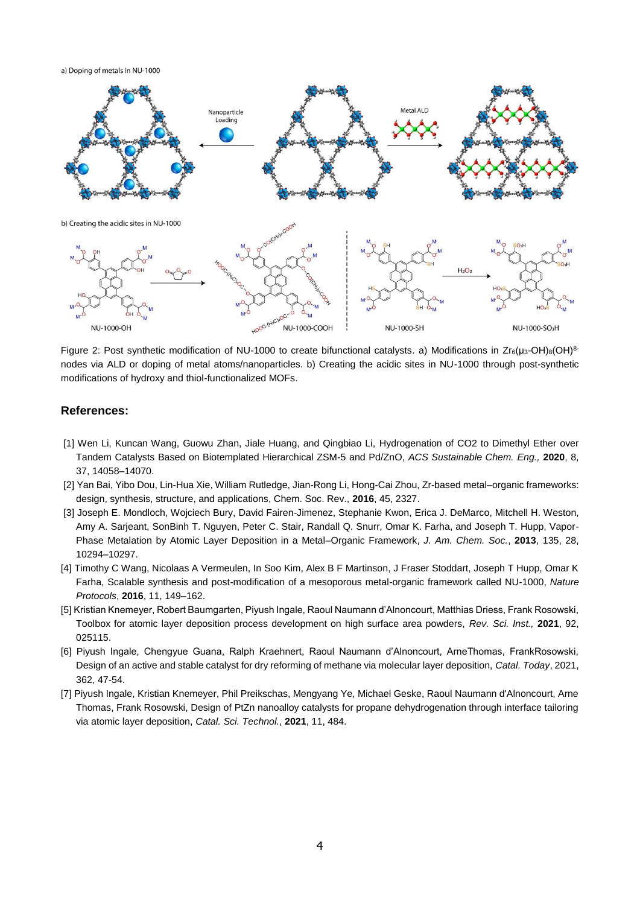a) Doping of metals in NU-1000

Nanoparticle Loading

Metal ALD

b) Creating the acidic sites in NU-1000

NU-1000-OH

NU-1000-COOH

NU-1000-SH

$H_2O_2$

NU-1000-$SO_3H$

Figure 2: Post synthetic modification of NU-1000 to create bifunctional catalysts. a) Modifications in $Zr_6(\mu_3\text{-}OH)_8(OH)^{8-}$ nodes via ALD or doping of metal atoms/nanoparticles. b) Creating the acidic sites in NU-1000 through post-synthetic modifications of hydroxy and thiol-functionalized MOFs.

## References:

[1] Wen Li, Kuncan Wang, Guowu Zhan, Jiale Huang, and Qingbiao Li, Hydrogenation of CO2 to Dimethyl Ether over Tandem Catalysts Based on Biotemplated Hierarchical ZSM-5 and Pd/ZnO, *ACS Sustainable Chem. Eng.,* **2020**, 8, 37, 14058–14070.

[2] Yan Bai, Yibo Dou, Lin-Hua Xie, William Rutledge, Jian-Rong Li, Hong-Cai Zhou, Zr-based metal–organic frameworks: design, synthesis, structure, and applications, Chem. Soc. Rev., **2016**, 45, 2327.

[3] Joseph E. Mondloch, Wojciech Bury, David Fairen-Jimenez, Stephanie Kwon, Erica J. DeMarco, Mitchell H. Weston, Amy A. Sarjeant, SonBinh T. Nguyen, Peter C. Stair, Randall Q. Snurr, Omar K. Farha, and Joseph T. Hupp, Vapor-Phase Metalation by Atomic Layer Deposition in a Metal–Organic Framework, *J. Am. Chem. Soc.*, **2013**, 135, 28, 10294–10297.

[4] Timothy C Wang, Nicolaas A Vermeulen, In Soo Kim, Alex B F Martinson, J Fraser Stoddart, Joseph T Hupp, Omar K Farha, Scalable synthesis and post-modification of a mesoporous metal-organic framework called NU-1000, *Nature Protocols*, **2016**, 11, 149–162.

[5] Kristian Knemeyer, Robert Baumgarten, Piyush Ingale, Raoul Naumann d'Alnoncourt, Matthias Driess, Frank Rosowski, Toolbox for atomic layer deposition process development on high surface area powders, *Rev. Sci. Inst.,* **2021**, 92, 025115.

[6] Piyush Ingale, Chengyue Guana, Ralph Kraehnert, Raoul Naumann d'Alnoncourt, ArneThomas, FrankRosowski, Design of an active and stable catalyst for dry reforming of methane via molecular layer deposition, *Catal. Today*, 2021, 362, 47-54.

[7] Piyush Ingale, Kristian Knemeyer, Phil Preikschas, Mengyang Ye, Michael Geske, Raoul Naumann d'Alnoncourt, Arne Thomas, Frank Rosowski, Design of PtZn nanoalloy catalysts for propane dehydrogenation through interface tailoring via atomic layer deposition, *Catal. Sci. Technol.*, **2021**, 11, 484.